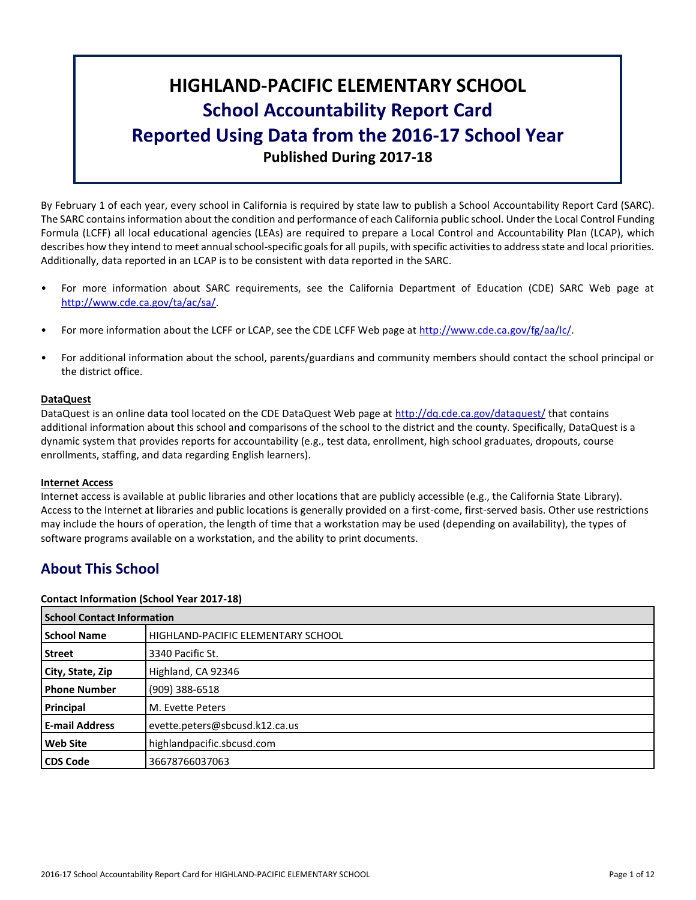# HIGHLAND-PACIFIC ELEMENTARY SCHOOL

## School Accountability Report Card

## Reported Using Data from the 2016-17 School Year

**Published During 2017-18**

By February 1 of each year, every school in California is required by state law to publish a School Accountability Report Card (SARC). The SARC contains information about the condition and performance of each California public school. Under the Local Control Funding Formula (LCFF) all local educational agencies (LEAs) are required to prepare a Local Control and Accountability Plan (LCAP), which describes how they intend to meet annual school-specific goals for all pupils, with specific activities to address state and local priorities. Additionally, data reported in an LCAP is to be consistent with data reported in the SARC.

- For more information about SARC requirements, see the California Department of Education (CDE) SARC Web page at http://www.cde.ca.gov/ta/ac/sa/.
- For more information about the LCFF or LCAP, see the CDE LCFF Web page at http://www.cde.ca.gov/fg/aa/lc/.
- For additional information about the school, parents/guardians and community members should contact the school principal or the district office.

**DataQuest**

DataQuest is an online data tool located on the CDE DataQuest Web page at http://dq.cde.ca.gov/dataquest/ that contains additional information about this school and comparisons of the school to the district and the county. Specifically, DataQuest is a dynamic system that provides reports for accountability (e.g., test data, enrollment, high school graduates, dropouts, course enrollments, staffing, and data regarding English learners).

**Internet Access**

Internet access is available at public libraries and other locations that are publicly accessible (e.g., the California State Library). Access to the Internet at libraries and public locations is generally provided on a first-come, first-served basis. Other use restrictions may include the hours of operation, the length of time that a workstation may be used (depending on availability), the types of software programs available on a workstation, and the ability to print documents.

## About This School

**Contact Information (School Year 2017-18)**

| School Contact Information | |
|---|---|
| **School Name** | HIGHLAND-PACIFIC ELEMENTARY SCHOOL |
| **Street** | 3340 Pacific St. |
| **City, State, Zip** | Highland, CA 92346 |
| **Phone Number** | (909) 388-6518 |
| **Principal** | M. Evette Peters |
| **E-mail Address** | evette.peters@sbcusd.k12.ca.us |
| **Web Site** | highlandpacific.sbcusd.com |
| **CDS Code** | 36678766037063 |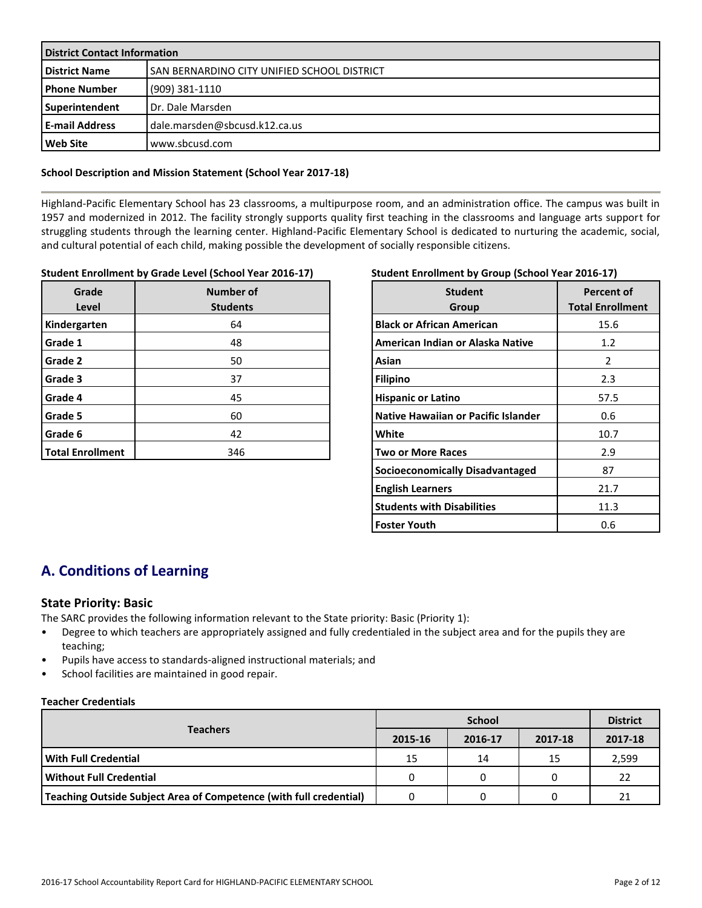| District Contact Information | |
|---|---|
| **District Name** | SAN BERNARDINO CITY UNIFIED SCHOOL DISTRICT |
| **Phone Number** | (909) 381-1110 |
| **Superintendent** | Dr. Dale Marsden |
| **E-mail Address** | dale.marsden@sbcusd.k12.ca.us |
| **Web Site** | www.sbcusd.com |

**School Description and Mission Statement (School Year 2017-18)**

Highland-Pacific Elementary School has 23 classrooms, a multipurpose room, and an administration office. The campus was built in 1957 and modernized in 2012. The facility strongly supports quality first teaching in the classrooms and language arts support for struggling students through the learning center. Highland-Pacific Elementary School is dedicated to nurturing the academic, social, and cultural potential of each child, making possible the development of socially responsible citizens.

**Student Enrollment by Grade Level (School Year 2016-17)**

| Grade Level | Number of Students |
|---|---|
| **Kindergarten** | 64 |
| **Grade 1** | 48 |
| **Grade 2** | 50 |
| **Grade 3** | 37 |
| **Grade 4** | 45 |
| **Grade 5** | 60 |
| **Grade 6** | 42 |
| **Total Enrollment** | 346 |

**Student Enrollment by Group (School Year 2016-17)**

| Student Group | Percent of Total Enrollment |
|---|---|
| **Black or African American** | 15.6 |
| **American Indian or Alaska Native** | 1.2 |
| **Asian** | 2 |
| **Filipino** | 2.3 |
| **Hispanic or Latino** | 57.5 |
| **Native Hawaiian or Pacific Islander** | 0.6 |
| **White** | 10.7 |
| **Two or More Races** | 2.9 |
| **Socioeconomically Disadvantaged** | 87 |
| **English Learners** | 21.7 |
| **Students with Disabilities** | 11.3 |
| **Foster Youth** | 0.6 |

## A. Conditions of Learning

### State Priority: Basic

The SARC provides the following information relevant to the State priority: Basic (Priority 1):

- Degree to which teachers are appropriately assigned and fully credentialed in the subject area and for the pupils they are teaching;
- Pupils have access to standards-aligned instructional materials; and
- School facilities are maintained in good repair.

**Teacher Credentials**

| Teachers | School | | | District |
|---|---|---|---|---|
| | 2015-16 | 2016-17 | 2017-18 | 2017-18 |
| **With Full Credential** | 15 | 14 | 15 | 2,599 |
| **Without Full Credential** | 0 | 0 | 0 | 22 |
| **Teaching Outside Subject Area of Competence (with full credential)** | 0 | 0 | 0 | 21 |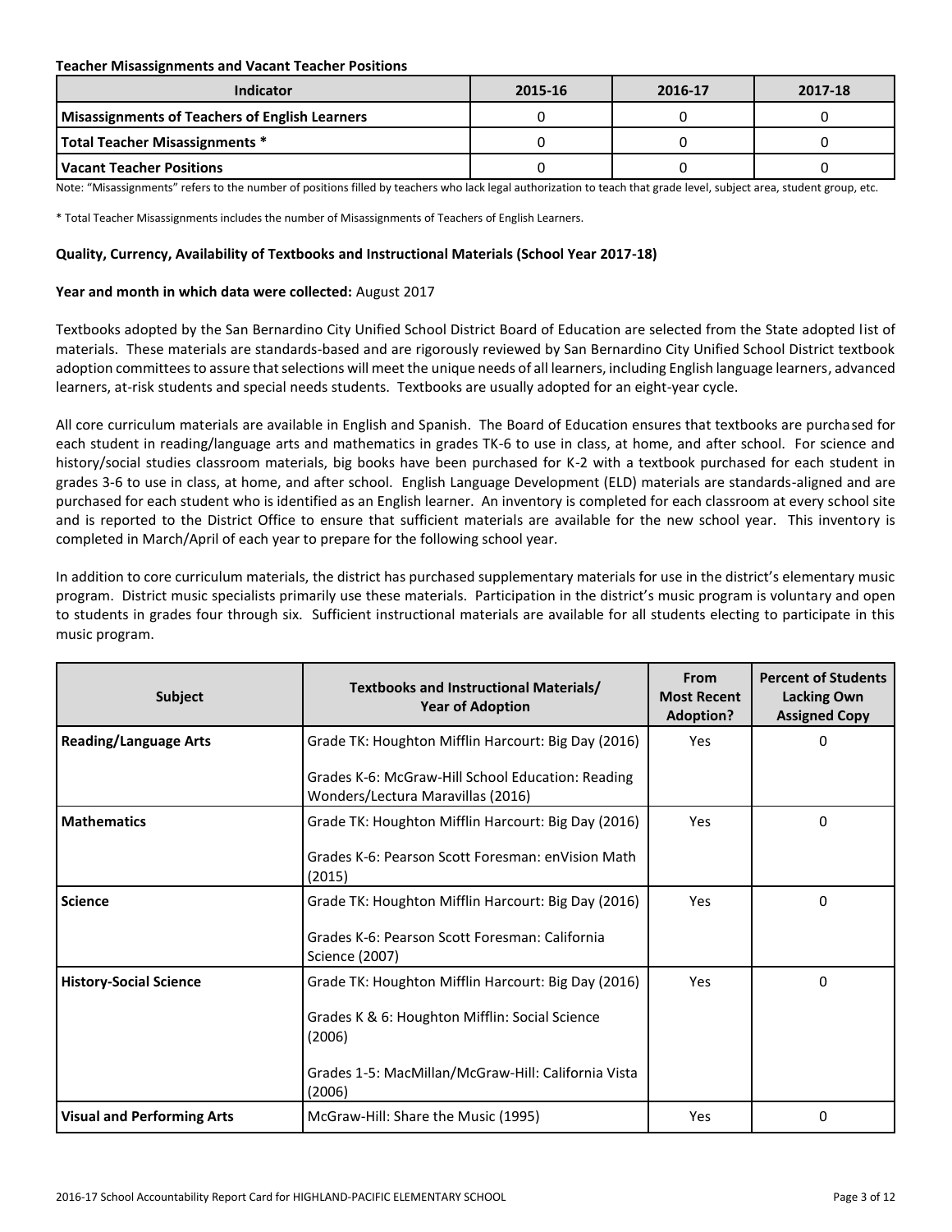**Teacher Misassignments and Vacant Teacher Positions**

| Indicator | 2015-16 | 2016-17 | 2017-18 |
|---|---|---|---|
| Misassignments of Teachers of English Learners | 0 | 0 | 0 |
| Total Teacher Misassignments * | 0 | 0 | 0 |
| Vacant Teacher Positions | 0 | 0 | 0 |

Note: "Misassignments" refers to the number of positions filled by teachers who lack legal authorization to teach that grade level, subject area, student group, etc.

* Total Teacher Misassignments includes the number of Misassignments of Teachers of English Learners.

**Quality, Currency, Availability of Textbooks and Instructional Materials (School Year 2017-18)**

**Year and month in which data were collected:** August 2017

Textbooks adopted by the San Bernardino City Unified School District Board of Education are selected from the State adopted list of materials. These materials are standards-based and are rigorously reviewed by San Bernardino City Unified School District textbook adoption committees to assure that selections will meet the unique needs of all learners, including English language learners, advanced learners, at-risk students and special needs students. Textbooks are usually adopted for an eight-year cycle.

All core curriculum materials are available in English and Spanish. The Board of Education ensures that textbooks are purchased for each student in reading/language arts and mathematics in grades TK-6 to use in class, at home, and after school. For science and history/social studies classroom materials, big books have been purchased for K-2 with a textbook purchased for each student in grades 3-6 to use in class, at home, and after school. English Language Development (ELD) materials are standards-aligned and are purchased for each student who is identified as an English learner. An inventory is completed for each classroom at every school site and is reported to the District Office to ensure that sufficient materials are available for the new school year. This inventory is completed in March/April of each year to prepare for the following school year.

In addition to core curriculum materials, the district has purchased supplementary materials for use in the district's elementary music program. District music specialists primarily use these materials. Participation in the district's music program is voluntary and open to students in grades four through six. Sufficient instructional materials are available for all students electing to participate in this music program.

| Subject | Textbooks and Instructional Materials/ Year of Adoption | From Most Recent Adoption? | Percent of Students Lacking Own Assigned Copy |
|---|---|---|---|
| Reading/Language Arts | Grade TK: Houghton Mifflin Harcourt: Big Day (2016)<br><br>Grades K-6: McGraw-Hill School Education: Reading Wonders/Lectura Maravillas (2016) | Yes | 0 |
| Mathematics | Grade TK: Houghton Mifflin Harcourt: Big Day (2016)<br><br>Grades K-6: Pearson Scott Foresman: enVision Math (2015) | Yes | 0 |
| Science | Grade TK: Houghton Mifflin Harcourt: Big Day (2016)<br><br>Grades K-6: Pearson Scott Foresman: California Science (2007) | Yes | 0 |
| History-Social Science | Grade TK: Houghton Mifflin Harcourt: Big Day (2016)<br><br>Grades K & 6: Houghton Mifflin: Social Science (2006)<br><br>Grades 1-5: MacMillan/McGraw-Hill: California Vista (2006) | Yes | 0 |
| Visual and Performing Arts | McGraw-Hill: Share the Music (1995) | Yes | 0 |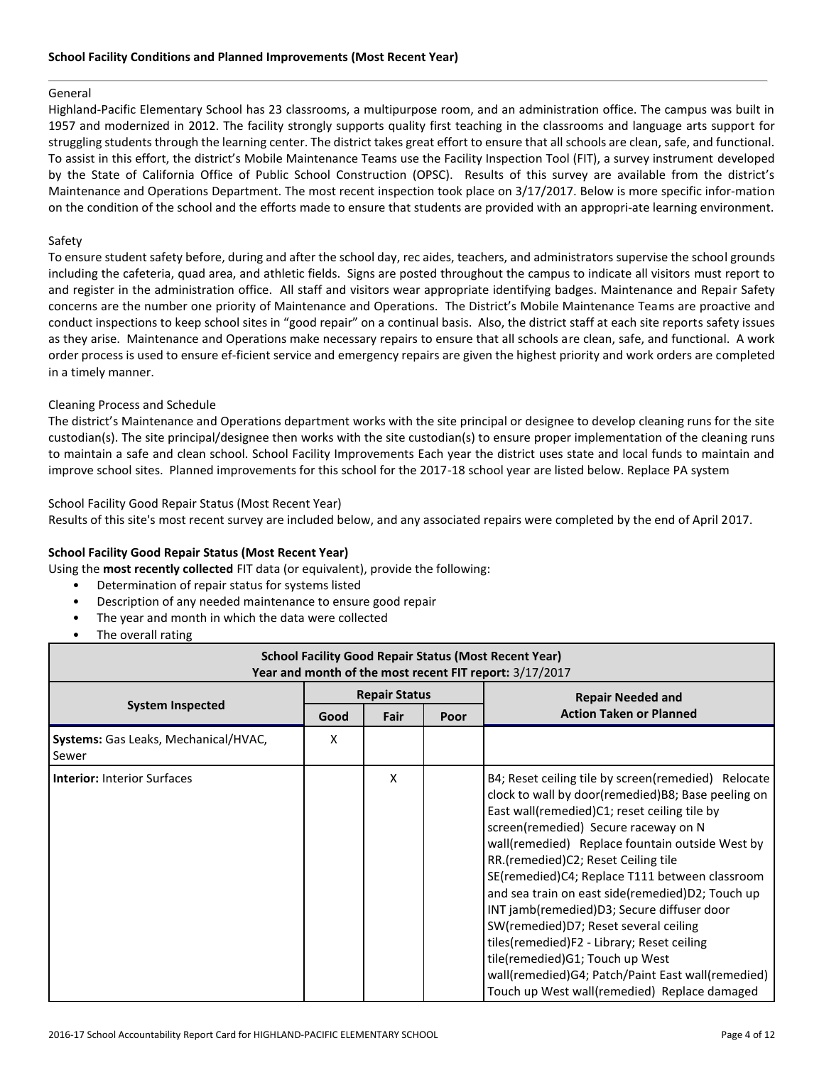### School Facility Conditions and Planned Improvements (Most Recent Year)

General

Highland-Pacific Elementary School has 23 classrooms, a multipurpose room, and an administration office. The campus was built in 1957 and modernized in 2012. The facility strongly supports quality first teaching in the classrooms and language arts support for struggling students through the learning center. The district takes great effort to ensure that all schools are clean, safe, and functional. To assist in this effort, the district's Mobile Maintenance Teams use the Facility Inspection Tool (FIT), a survey instrument developed by the State of California Office of Public School Construction (OPSC). Results of this survey are available from the district's Maintenance and Operations Department. The most recent inspection took place on 3/17/2017. Below is more specific infor-mation on the condition of the school and the efforts made to ensure that students are provided with an appropri-ate learning environment.

Safety

To ensure student safety before, during and after the school day, rec aides, teachers, and administrators supervise the school grounds including the cafeteria, quad area, and athletic fields. Signs are posted throughout the campus to indicate all visitors must report to and register in the administration office. All staff and visitors wear appropriate identifying badges. Maintenance and Repair Safety concerns are the number one priority of Maintenance and Operations. The District's Mobile Maintenance Teams are proactive and conduct inspections to keep school sites in "good repair" on a continual basis. Also, the district staff at each site reports safety issues as they arise. Maintenance and Operations make necessary repairs to ensure that all schools are clean, safe, and functional. A work order process is used to ensure ef-ficient service and emergency repairs are given the highest priority and work orders are completed in a timely manner.

Cleaning Process and Schedule

The district's Maintenance and Operations department works with the site principal or designee to develop cleaning runs for the site custodian(s). The site principal/designee then works with the site custodian(s) to ensure proper implementation of the cleaning runs to maintain a safe and clean school. School Facility Improvements Each year the district uses state and local funds to maintain and improve school sites. Planned improvements for this school for the 2017-18 school year are listed below. Replace PA system

School Facility Good Repair Status (Most Recent Year)

Results of this site's most recent survey are included below, and any associated repairs were completed by the end of April 2017.

**School Facility Good Repair Status (Most Recent Year)**

Using the **most recently collected** FIT data (or equivalent), provide the following:

- Determination of repair status for systems listed
- Description of any needed maintenance to ensure good repair
- The year and month in which the data were collected
- The overall rating

| School Facility Good Repair Status (Most Recent Year)<br>Year and month of the most recent FIT report: 3/17/2017 | | | | |
|---|---|---|---|---|
| **System Inspected** | **Repair Status** | | | **Repair Needed and Action Taken or Planned** |
| | **Good** | **Fair** | **Poor** | |
| **Systems:** Gas Leaks, Mechanical/HVAC, Sewer | X | | | |
| **Interior:** Interior Surfaces | | X | | B4; Reset ceiling tile by screen(remedied) Relocate clock to wall by door(remedied)B8; Base peeling on East wall(remedied)C1; reset ceiling tile by screen(remedied) Secure raceway on N wall(remedied) Replace fountain outside West by RR.(remedied)C2; Reset Ceiling tile SE(remedied)C4; Replace T111 between classroom and sea train on east side(remedied)D2; Touch up INT jamb(remedied)D3; Secure diffuser door SW(remedied)D7; Reset several ceiling tiles(remedied)F2 - Library; Reset ceiling tile(remedied)G1; Touch up West wall(remedied)G4; Patch/Paint East wall(remedied) Touch up West wall(remedied) Replace damaged |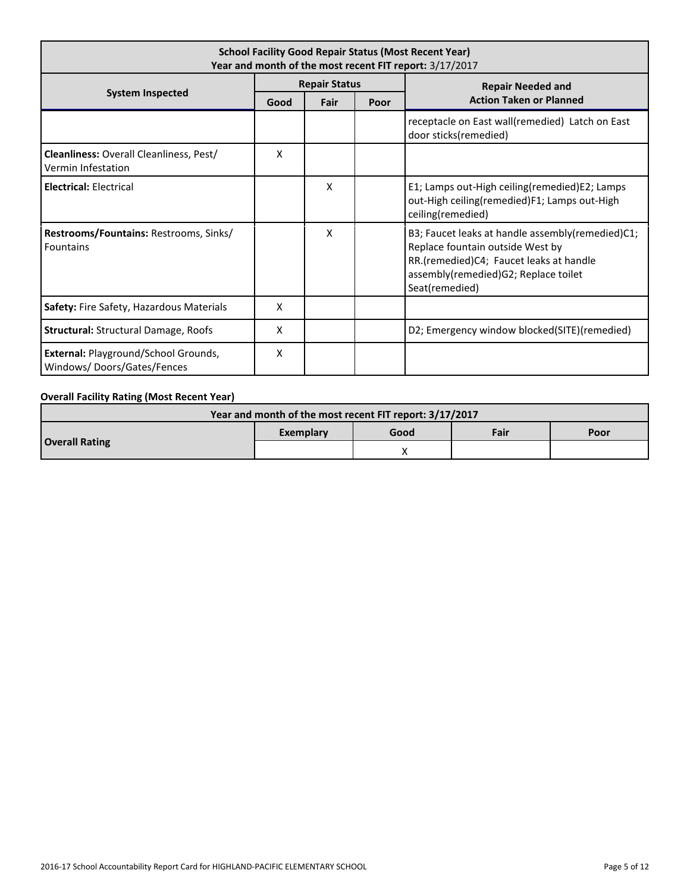| School Facility Good Repair Status (Most Recent Year)<br>Year and month of the most recent FIT report: 3/17/2017 | | | | |
|---|---|---|---|---|
| **System Inspected** | **Repair Status** | | | **Repair Needed and Action Taken or Planned** |
| | **Good** | **Fair** | **Poor** | |
| | | | | receptacle on East wall(remedied) Latch on East door sticks(remedied) |
| **Cleanliness:** Overall Cleanliness, Pest/ Vermin Infestation | X | | | |
| **Electrical:** Electrical | | X | | E1; Lamps out-High ceiling(remedied)E2; Lamps out-High ceiling(remedied)F1; Lamps out-High ceiling(remedied) |
| **Restrooms/Fountains:** Restrooms, Sinks/ Fountains | | X | | B3; Faucet leaks at handle assembly(remedied)C1; Replace fountain outside West by RR.(remedied)C4; Faucet leaks at handle assembly(remedied)G2; Replace toilet Seat(remedied) |
| **Safety:** Fire Safety, Hazardous Materials | X | | | |
| **Structural:** Structural Damage, Roofs | X | | | D2; Emergency window blocked(SITE)(remedied) |
| **External:** Playground/School Grounds, Windows/ Doors/Gates/Fences | X | | | |

**Overall Facility Rating (Most Recent Year)**

| Year and month of the most recent FIT report: 3/17/2017 | | | | |
|---|---|---|---|---|
| **Overall Rating** | **Exemplary** | **Good** | **Fair** | **Poor** |
| | | X | | |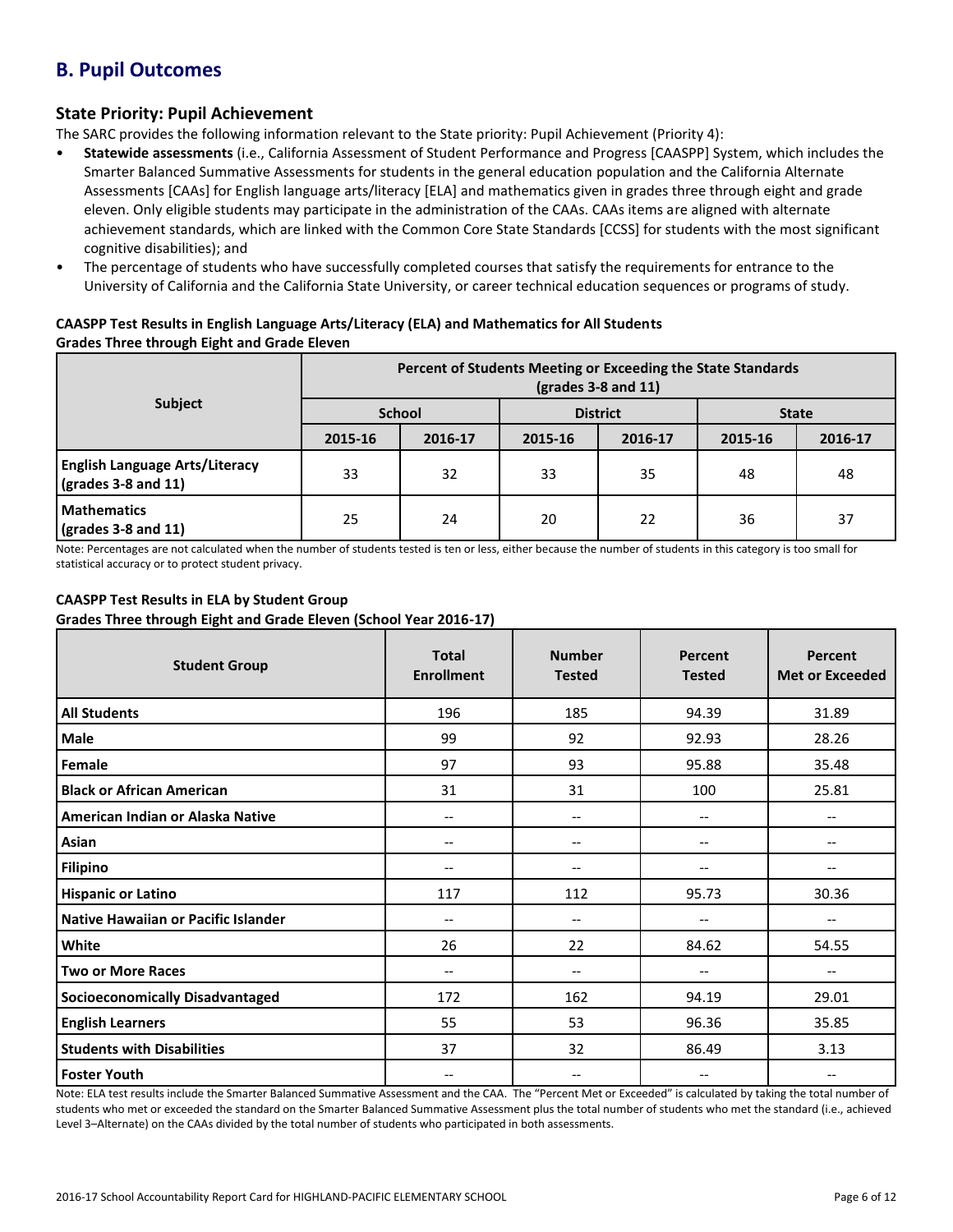## B. Pupil Outcomes

### State Priority: Pupil Achievement

The SARC provides the following information relevant to the State priority: Pupil Achievement (Priority 4):

- **Statewide assessments** (i.e., California Assessment of Student Performance and Progress [CAASPP] System, which includes the Smarter Balanced Summative Assessments for students in the general education population and the California Alternate Assessments [CAAs] for English language arts/literacy [ELA] and mathematics given in grades three through eight and grade eleven. Only eligible students may participate in the administration of the CAAs. CAAs items are aligned with alternate achievement standards, which are linked with the Common Core State Standards [CCSS] for students with the most significant cognitive disabilities); and
- The percentage of students who have successfully completed courses that satisfy the requirements for entrance to the University of California and the California State University, or career technical education sequences or programs of study.

**CAASPP Test Results in English Language Arts/Literacy (ELA) and Mathematics for All Students**
**Grades Three through Eight and Grade Eleven**

| Subject | Percent of Students Meeting or Exceeding the State Standards (grades 3-8 and 11) | | | | | |
|---|---|---|---|---|---|---|
| | School | | District | | State | |
| | 2015-16 | 2016-17 | 2015-16 | 2016-17 | 2015-16 | 2016-17 |
| **English Language Arts/Literacy (grades 3-8 and 11)** | 33 | 32 | 33 | 35 | 48 | 48 |
| **Mathematics (grades 3-8 and 11)** | 25 | 24 | 20 | 22 | 36 | 37 |

Note: Percentages are not calculated when the number of students tested is ten or less, either because the number of students in this category is too small for statistical accuracy or to protect student privacy.

**CAASPP Test Results in ELA by Student Group**
**Grades Three through Eight and Grade Eleven (School Year 2016-17)**

| Student Group | Total Enrollment | Number Tested | Percent Tested | Percent Met or Exceeded |
|---|---|---|---|---|
| **All Students** | 196 | 185 | 94.39 | 31.89 |
| **Male** | 99 | 92 | 92.93 | 28.26 |
| **Female** | 97 | 93 | 95.88 | 35.48 |
| **Black or African American** | 31 | 31 | 100 | 25.81 |
| **American Indian or Alaska Native** | -- | -- | -- | -- |
| **Asian** | -- | -- | -- | -- |
| **Filipino** | -- | -- | -- | -- |
| **Hispanic or Latino** | 117 | 112 | 95.73 | 30.36 |
| **Native Hawaiian or Pacific Islander** | -- | -- | -- | -- |
| **White** | 26 | 22 | 84.62 | 54.55 |
| **Two or More Races** | -- | -- | -- | -- |
| **Socioeconomically Disadvantaged** | 172 | 162 | 94.19 | 29.01 |
| **English Learners** | 55 | 53 | 96.36 | 35.85 |
| **Students with Disabilities** | 37 | 32 | 86.49 | 3.13 |
| **Foster Youth** | -- | -- | -- | -- |

Note: ELA test results include the Smarter Balanced Summative Assessment and the CAA. The "Percent Met or Exceeded" is calculated by taking the total number of students who met or exceeded the standard on the Smarter Balanced Summative Assessment plus the total number of students who met the standard (i.e., achieved Level 3–Alternate) on the CAAs divided by the total number of students who participated in both assessments.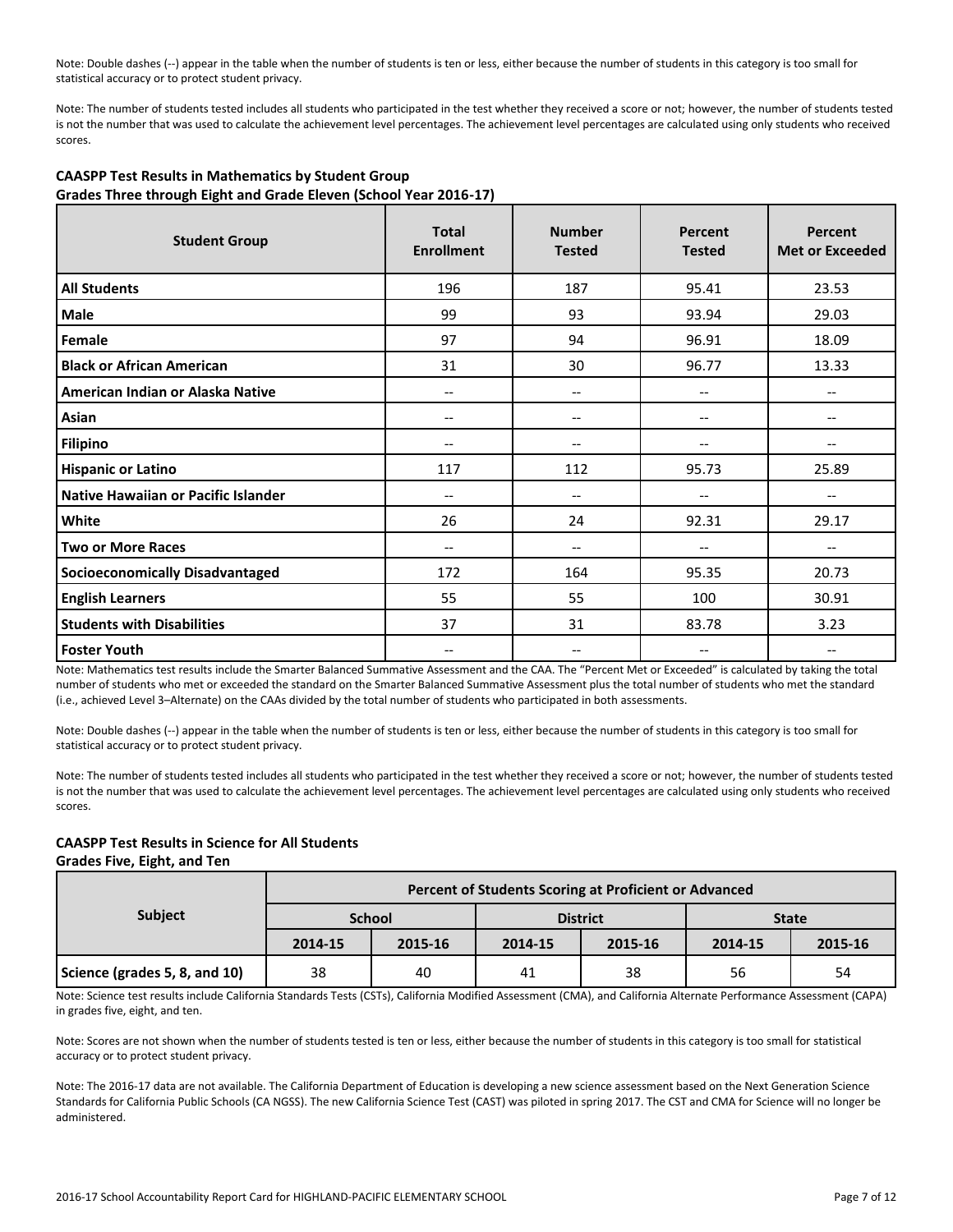Note: Double dashes (--) appear in the table when the number of students is ten or less, either because the number of students in this category is too small for statistical accuracy or to protect student privacy.

Note: The number of students tested includes all students who participated in the test whether they received a score or not; however, the number of students tested is not the number that was used to calculate the achievement level percentages. The achievement level percentages are calculated using only students who received scores.

**CAASPP Test Results in Mathematics by Student Group**
**Grades Three through Eight and Grade Eleven (School Year 2016-17)**

| Student Group | Total Enrollment | Number Tested | Percent Tested | Percent Met or Exceeded |
|---|---|---|---|---|
| All Students | 196 | 187 | 95.41 | 23.53 |
| Male | 99 | 93 | 93.94 | 29.03 |
| Female | 97 | 94 | 96.91 | 18.09 |
| Black or African American | 31 | 30 | 96.77 | 13.33 |
| American Indian or Alaska Native | -- | -- | -- | -- |
| Asian | -- | -- | -- | -- |
| Filipino | -- | -- | -- | -- |
| Hispanic or Latino | 117 | 112 | 95.73 | 25.89 |
| Native Hawaiian or Pacific Islander | -- | -- | -- | -- |
| White | 26 | 24 | 92.31 | 29.17 |
| Two or More Races | -- | -- | -- | -- |
| Socioeconomically Disadvantaged | 172 | 164 | 95.35 | 20.73 |
| English Learners | 55 | 55 | 100 | 30.91 |
| Students with Disabilities | 37 | 31 | 83.78 | 3.23 |
| Foster Youth | -- | -- | -- | -- |

Note: Mathematics test results include the Smarter Balanced Summative Assessment and the CAA. The "Percent Met or Exceeded" is calculated by taking the total number of students who met or exceeded the standard on the Smarter Balanced Summative Assessment plus the total number of students who met the standard (i.e., achieved Level 3–Alternate) on the CAAs divided by the total number of students who participated in both assessments.

Note: Double dashes (--) appear in the table when the number of students is ten or less, either because the number of students in this category is too small for statistical accuracy or to protect student privacy.

Note: The number of students tested includes all students who participated in the test whether they received a score or not; however, the number of students tested is not the number that was used to calculate the achievement level percentages. The achievement level percentages are calculated using only students who received scores.

**CAASPP Test Results in Science for All Students**
**Grades Five, Eight, and Ten**

| Subject | Percent of Students Scoring at Proficient or Advanced | | | | | |
|---|---|---|---|---|---|---|
| | School | | District | | State | |
| | 2014-15 | 2015-16 | 2014-15 | 2015-16 | 2014-15 | 2015-16 |
| Science (grades 5, 8, and 10) | 38 | 40 | 41 | 38 | 56 | 54 |

Note: Science test results include California Standards Tests (CSTs), California Modified Assessment (CMA), and California Alternate Performance Assessment (CAPA) in grades five, eight, and ten.

Note: Scores are not shown when the number of students tested is ten or less, either because the number of students in this category is too small for statistical accuracy or to protect student privacy.

Note: The 2016-17 data are not available. The California Department of Education is developing a new science assessment based on the Next Generation Science Standards for California Public Schools (CA NGSS). The new California Science Test (CAST) was piloted in spring 2017. The CST and CMA for Science will no longer be administered.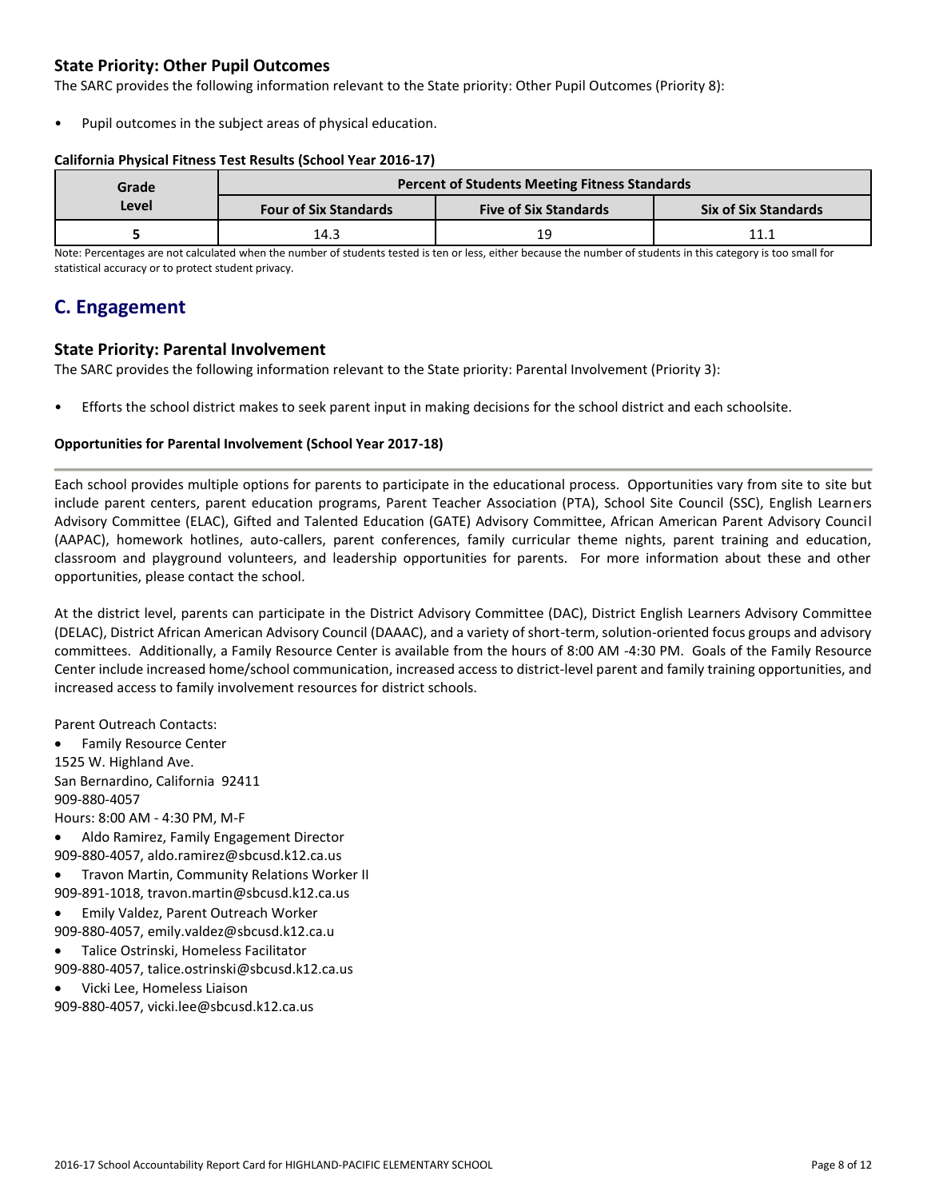### State Priority: Other Pupil Outcomes

The SARC provides the following information relevant to the State priority: Other Pupil Outcomes (Priority 8):

- Pupil outcomes in the subject areas of physical education.

**California Physical Fitness Test Results (School Year 2016-17)**

| Grade Level | Percent of Students Meeting Fitness Standards | | |
|---|---|---|---|
| | Four of Six Standards | Five of Six Standards | Six of Six Standards |
| 5 | 14.3 | 19 | 11.1 |

Note: Percentages are not calculated when the number of students tested is ten or less, either because the number of students in this category is too small for statistical accuracy or to protect student privacy.

## C. Engagement

### State Priority: Parental Involvement

The SARC provides the following information relevant to the State priority: Parental Involvement (Priority 3):

- Efforts the school district makes to seek parent input in making decisions for the school district and each schoolsite.

**Opportunities for Parental Involvement (School Year 2017-18)**

Each school provides multiple options for parents to participate in the educational process. Opportunities vary from site to site but include parent centers, parent education programs, Parent Teacher Association (PTA), School Site Council (SSC), English Learners Advisory Committee (ELAC), Gifted and Talented Education (GATE) Advisory Committee, African American Parent Advisory Council (AAPAC), homework hotlines, auto-callers, parent conferences, family curricular theme nights, parent training and education, classroom and playground volunteers, and leadership opportunities for parents. For more information about these and other opportunities, please contact the school.

At the district level, parents can participate in the District Advisory Committee (DAC), District English Learners Advisory Committee (DELAC), District African American Advisory Council (DAAAC), and a variety of short-term, solution-oriented focus groups and advisory committees. Additionally, a Family Resource Center is available from the hours of 8:00 AM -4:30 PM. Goals of the Family Resource Center include increased home/school communication, increased access to district-level parent and family training opportunities, and increased access to family involvement resources for district schools.

Parent Outreach Contacts:

- Family Resource Center
1525 W. Highland Ave.
San Bernardino, California 92411
909-880-4057
Hours: 8:00 AM - 4:30 PM, M-F
- Aldo Ramirez, Family Engagement Director
909-880-4057, aldo.ramirez@sbcusd.k12.ca.us
- Travon Martin, Community Relations Worker II
909-891-1018, travon.martin@sbcusd.k12.ca.us
- Emily Valdez, Parent Outreach Worker
909-880-4057, emily.valdez@sbcusd.k12.ca.u
- Talice Ostrinski, Homeless Facilitator
909-880-4057, talice.ostrinski@sbcusd.k12.ca.us
- Vicki Lee, Homeless Liaison
909-880-4057, vicki.lee@sbcusd.k12.ca.us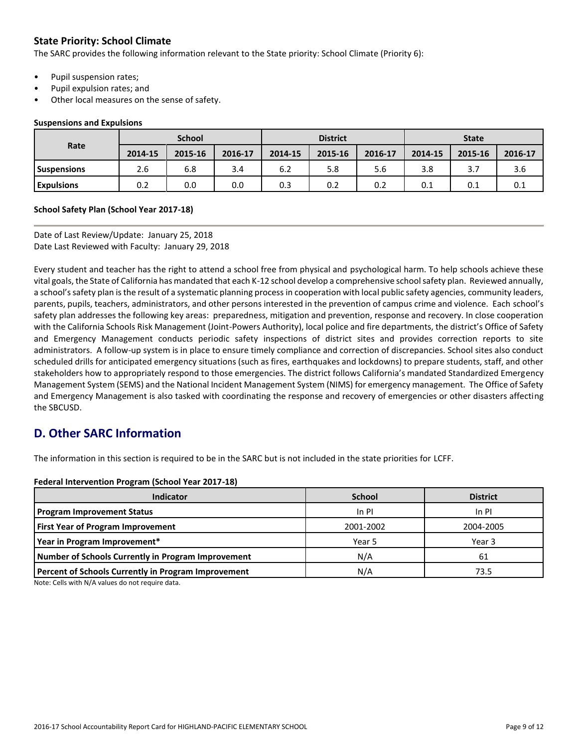### State Priority: School Climate

The SARC provides the following information relevant to the State priority: School Climate (Priority 6):

- Pupil suspension rates;
- Pupil expulsion rates; and
- Other local measures on the sense of safety.

**Suspensions and Expulsions**

| Rate | School | | | District | | | State | | |
|---|---|---|---|---|---|---|---|---|---|
| | 2014-15 | 2015-16 | 2016-17 | 2014-15 | 2015-16 | 2016-17 | 2014-15 | 2015-16 | 2016-17 |
| **Suspensions** | 2.6 | 6.8 | 3.4 | 6.2 | 5.8 | 5.6 | 3.8 | 3.7 | 3.6 |
| **Expulsions** | 0.2 | 0.0 | 0.0 | 0.3 | 0.2 | 0.2 | 0.1 | 0.1 | 0.1 |

**School Safety Plan (School Year 2017-18)**

Date of Last Review/Update: January 25, 2018
Date Last Reviewed with Faculty: January 29, 2018

Every student and teacher has the right to attend a school free from physical and psychological harm. To help schools achieve these vital goals, the State of California has mandated that each K-12 school develop a comprehensive school safety plan. Reviewed annually, a school's safety plan is the result of a systematic planning process in cooperation with local public safety agencies, community leaders, parents, pupils, teachers, administrators, and other persons interested in the prevention of campus crime and violence. Each school's safety plan addresses the following key areas: preparedness, mitigation and prevention, response and recovery. In close cooperation with the California Schools Risk Management (Joint-Powers Authority), local police and fire departments, the district's Office of Safety and Emergency Management conducts periodic safety inspections of district sites and provides correction reports to site administrators. A follow-up system is in place to ensure timely compliance and correction of discrepancies. School sites also conduct scheduled drills for anticipated emergency situations (such as fires, earthquakes and lockdowns) to prepare students, staff, and other stakeholders how to appropriately respond to those emergencies. The district follows California's mandated Standardized Emergency Management System (SEMS) and the National Incident Management System (NIMS) for emergency management. The Office of Safety and Emergency Management is also tasked with coordinating the response and recovery of emergencies or other disasters affecting the SBCUSD.

## D. Other SARC Information

The information in this section is required to be in the SARC but is not included in the state priorities for LCFF.

**Federal Intervention Program (School Year 2017-18)**

| Indicator | School | District |
|---|---|---|
| **Program Improvement Status** | In PI | In PI |
| **First Year of Program Improvement** | 2001-2002 | 2004-2005 |
| **Year in Program Improvement*** | Year 5 | Year 3 |
| **Number of Schools Currently in Program Improvement** | N/A | 61 |
| **Percent of Schools Currently in Program Improvement** | N/A | 73.5 |

Note: Cells with N/A values do not require data.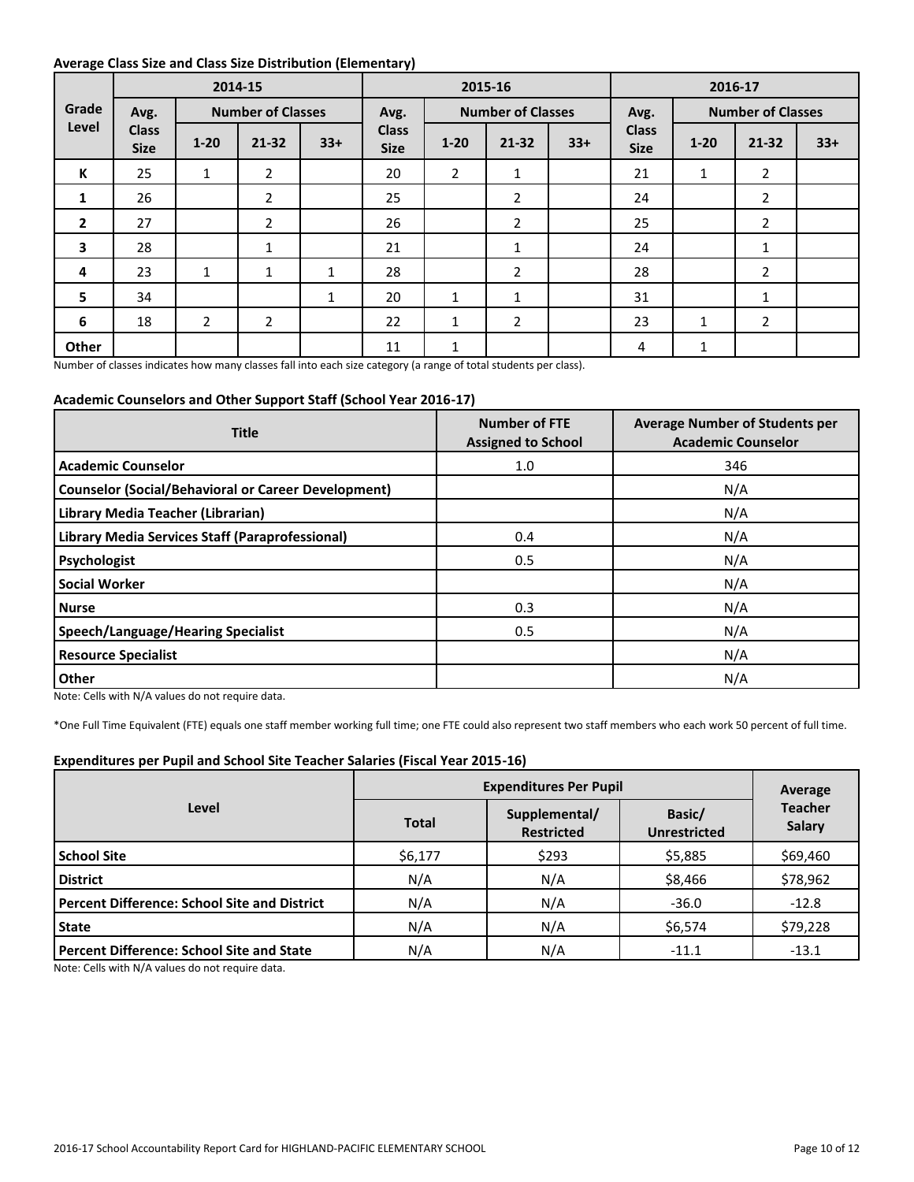### Average Class Size and Class Size Distribution (Elementary)

| Grade Level | 2014-15 | | | | 2015-16 | | | | 2016-17 | | | |
|---|---|---|---|---|---|---|---|---|---|---|---|---|
| | Avg. Class Size | Number of Classes | | | Avg. Class Size | Number of Classes | | | Avg. Class Size | Number of Classes | | |
| | | 1-20 | 21-32 | 33+ | | 1-20 | 21-32 | 33+ | | 1-20 | 21-32 | 33+ |
| K | 25 | 1 | 2 | | 20 | 2 | 1 | | 21 | 1 | 2 | |
| 1 | 26 | | 2 | | 25 | | 2 | | 24 | | 2 | |
| 2 | 27 | | 2 | | 26 | | 2 | | 25 | | 2 | |
| 3 | 28 | | 1 | | 21 | | 1 | | 24 | | 1 | |
| 4 | 23 | 1 | 1 | 1 | 28 | | 2 | | 28 | | 2 | |
| 5 | 34 | | | 1 | 20 | 1 | 1 | | 31 | | 1 | |
| 6 | 18 | 2 | 2 | | 22 | 1 | 2 | | 23 | 1 | 2 | |
| Other | | | | | 11 | 1 | | | 4 | 1 | | |

Number of classes indicates how many classes fall into each size category (a range of total students per class).

### Academic Counselors and Other Support Staff (School Year 2016-17)

| Title | Number of FTE Assigned to School | Average Number of Students per Academic Counselor |
|---|---|---|
| **Academic Counselor** | 1.0 | 346 |
| **Counselor (Social/Behavioral or Career Development)** | | N/A |
| **Library Media Teacher (Librarian)** | | N/A |
| **Library Media Services Staff (Paraprofessional)** | 0.4 | N/A |
| **Psychologist** | 0.5 | N/A |
| **Social Worker** | | N/A |
| **Nurse** | 0.3 | N/A |
| **Speech/Language/Hearing Specialist** | 0.5 | N/A |
| **Resource Specialist** | | N/A |
| **Other** | | N/A |

Note: Cells with N/A values do not require data.

*One Full Time Equivalent (FTE) equals one staff member working full time; one FTE could also represent two staff members who each work 50 percent of full time.

### Expenditures per Pupil and School Site Teacher Salaries (Fiscal Year 2015-16)

| Level | Expenditures Per Pupil | | | Average Teacher Salary |
|---|---|---|---|---|
| | Total | Supplemental/ Restricted | Basic/ Unrestricted | |
| **School Site** | $6,177 | $293 | $5,885 | $69,460 |
| **District** | N/A | N/A | $8,466 | $78,962 |
| **Percent Difference: School Site and District** | N/A | N/A | -36.0 | -12.8 |
| **State** | N/A | N/A | $6,574 | $79,228 |
| **Percent Difference: School Site and State** | N/A | N/A | -11.1 | -13.1 |

Note: Cells with N/A values do not require data.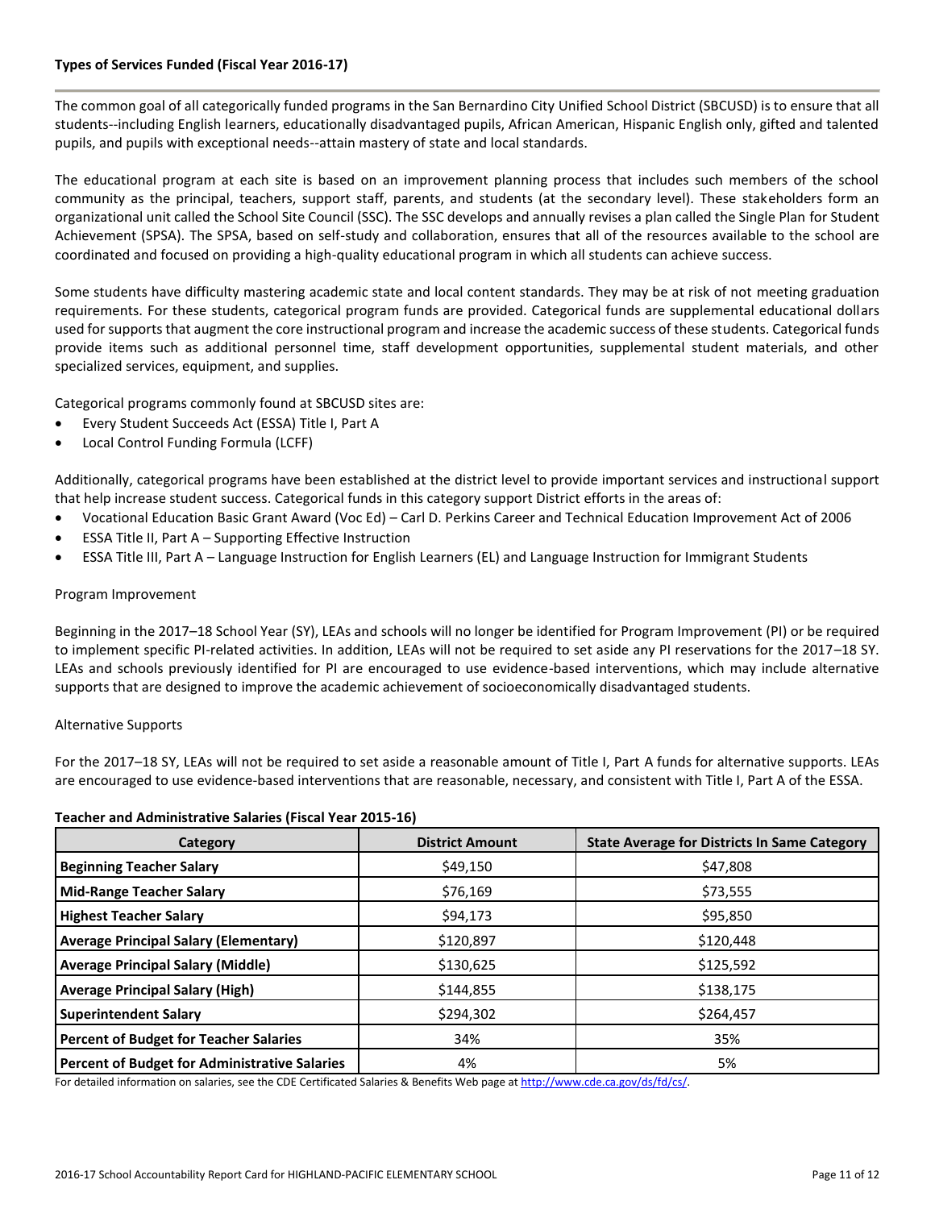### Types of Services Funded (Fiscal Year 2016-17)

The common goal of all categorically funded programs in the San Bernardino City Unified School District (SBCUSD) is to ensure that all students--including English learners, educationally disadvantaged pupils, African American, Hispanic English only, gifted and talented pupils, and pupils with exceptional needs--attain mastery of state and local standards.

The educational program at each site is based on an improvement planning process that includes such members of the school community as the principal, teachers, support staff, parents, and students (at the secondary level). These stakeholders form an organizational unit called the School Site Council (SSC). The SSC develops and annually revises a plan called the Single Plan for Student Achievement (SPSA). The SPSA, based on self-study and collaboration, ensures that all of the resources available to the school are coordinated and focused on providing a high-quality educational program in which all students can achieve success.

Some students have difficulty mastering academic state and local content standards. They may be at risk of not meeting graduation requirements. For these students, categorical program funds are provided. Categorical funds are supplemental educational dollars used for supports that augment the core instructional program and increase the academic success of these students. Categorical funds provide items such as additional personnel time, staff development opportunities, supplemental student materials, and other specialized services, equipment, and supplies.

Categorical programs commonly found at SBCUSD sites are:

- Every Student Succeeds Act (ESSA) Title I, Part A
- Local Control Funding Formula (LCFF)

Additionally, categorical programs have been established at the district level to provide important services and instructional support that help increase student success. Categorical funds in this category support District efforts in the areas of:

- Vocational Education Basic Grant Award (Voc Ed) – Carl D. Perkins Career and Technical Education Improvement Act of 2006
- ESSA Title II, Part A – Supporting Effective Instruction
- ESSA Title III, Part A – Language Instruction for English Learners (EL) and Language Instruction for Immigrant Students

Program Improvement

Beginning in the 2017–18 School Year (SY), LEAs and schools will no longer be identified for Program Improvement (PI) or be required to implement specific PI-related activities. In addition, LEAs will not be required to set aside any PI reservations for the 2017–18 SY. LEAs and schools previously identified for PI are encouraged to use evidence-based interventions, which may include alternative supports that are designed to improve the academic achievement of socioeconomically disadvantaged students.

Alternative Supports

For the 2017–18 SY, LEAs will not be required to set aside a reasonable amount of Title I, Part A funds for alternative supports. LEAs are encouraged to use evidence-based interventions that are reasonable, necessary, and consistent with Title I, Part A of the ESSA.

### Teacher and Administrative Salaries (Fiscal Year 2015-16)

| Category | District Amount | State Average for Districts In Same Category |
|---|---|---|
| **Beginning Teacher Salary** | $49,150 | $47,808 |
| **Mid-Range Teacher Salary** | $76,169 | $73,555 |
| **Highest Teacher Salary** | $94,173 | $95,850 |
| **Average Principal Salary (Elementary)** | $120,897 | $120,448 |
| **Average Principal Salary (Middle)** | $130,625 | $125,592 |
| **Average Principal Salary (High)** | $144,855 | $138,175 |
| **Superintendent Salary** | $294,302 | $264,457 |
| **Percent of Budget for Teacher Salaries** | 34% | 35% |
| **Percent of Budget for Administrative Salaries** | 4% | 5% |

For detailed information on salaries, see the CDE Certificated Salaries & Benefits Web page at http://www.cde.ca.gov/ds/fd/cs/.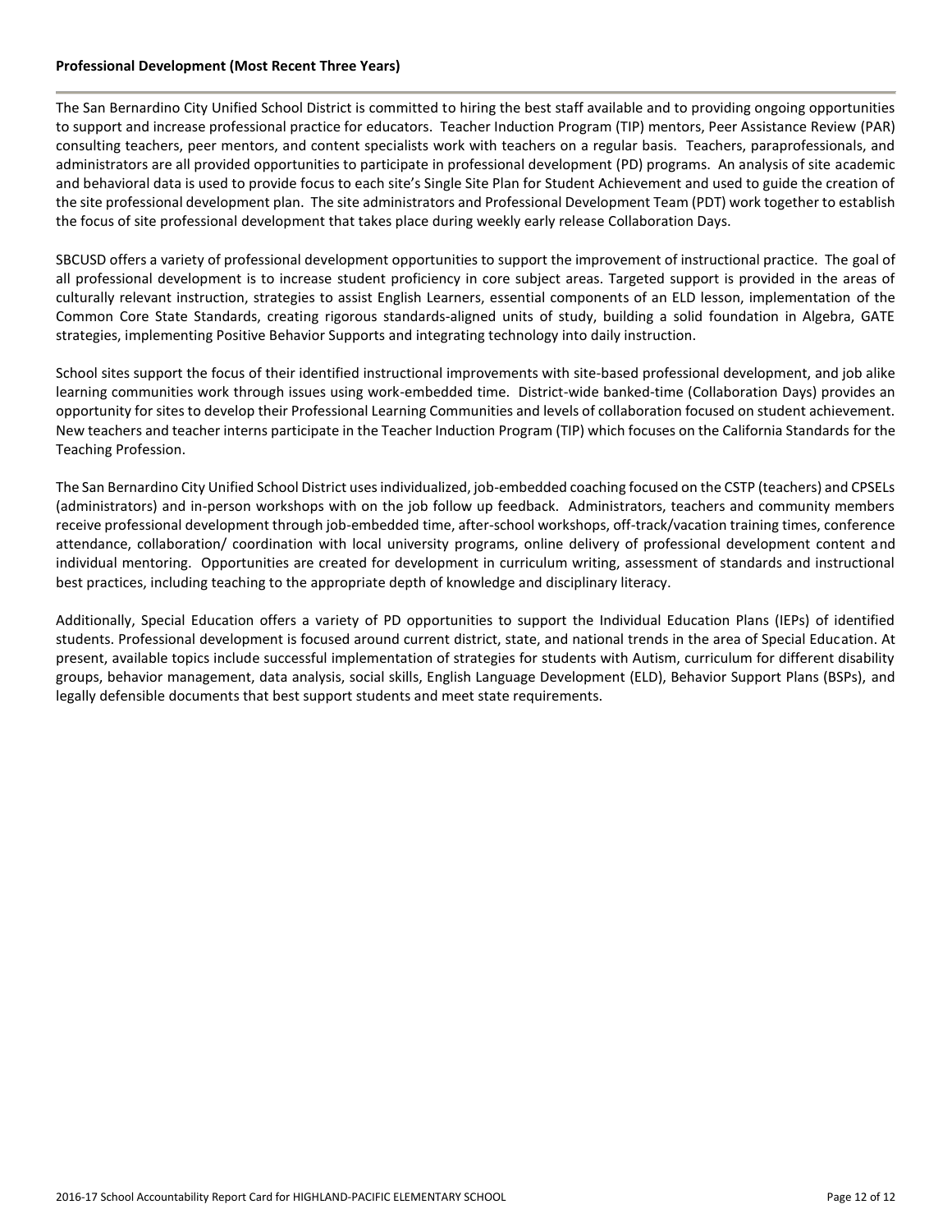**Professional Development (Most Recent Three Years)**

The San Bernardino City Unified School District is committed to hiring the best staff available and to providing ongoing opportunities to support and increase professional practice for educators. Teacher Induction Program (TIP) mentors, Peer Assistance Review (PAR) consulting teachers, peer mentors, and content specialists work with teachers on a regular basis. Teachers, paraprofessionals, and administrators are all provided opportunities to participate in professional development (PD) programs. An analysis of site academic and behavioral data is used to provide focus to each site's Single Site Plan for Student Achievement and used to guide the creation of the site professional development plan. The site administrators and Professional Development Team (PDT) work together to establish the focus of site professional development that takes place during weekly early release Collaboration Days.

SBCUSD offers a variety of professional development opportunities to support the improvement of instructional practice. The goal of all professional development is to increase student proficiency in core subject areas. Targeted support is provided in the areas of culturally relevant instruction, strategies to assist English Learners, essential components of an ELD lesson, implementation of the Common Core State Standards, creating rigorous standards-aligned units of study, building a solid foundation in Algebra, GATE strategies, implementing Positive Behavior Supports and integrating technology into daily instruction.

School sites support the focus of their identified instructional improvements with site-based professional development, and job alike learning communities work through issues using work-embedded time. District-wide banked-time (Collaboration Days) provides an opportunity for sites to develop their Professional Learning Communities and levels of collaboration focused on student achievement. New teachers and teacher interns participate in the Teacher Induction Program (TIP) which focuses on the California Standards for the Teaching Profession.

The San Bernardino City Unified School District uses individualized, job-embedded coaching focused on the CSTP (teachers) and CPSELs (administrators) and in-person workshops with on the job follow up feedback. Administrators, teachers and community members receive professional development through job-embedded time, after-school workshops, off-track/vacation training times, conference attendance, collaboration/ coordination with local university programs, online delivery of professional development content and individual mentoring. Opportunities are created for development in curriculum writing, assessment of standards and instructional best practices, including teaching to the appropriate depth of knowledge and disciplinary literacy.

Additionally, Special Education offers a variety of PD opportunities to support the Individual Education Plans (IEPs) of identified students. Professional development is focused around current district, state, and national trends in the area of Special Education. At present, available topics include successful implementation of strategies for students with Autism, curriculum for different disability groups, behavior management, data analysis, social skills, English Language Development (ELD), Behavior Support Plans (BSPs), and legally defensible documents that best support students and meet state requirements.